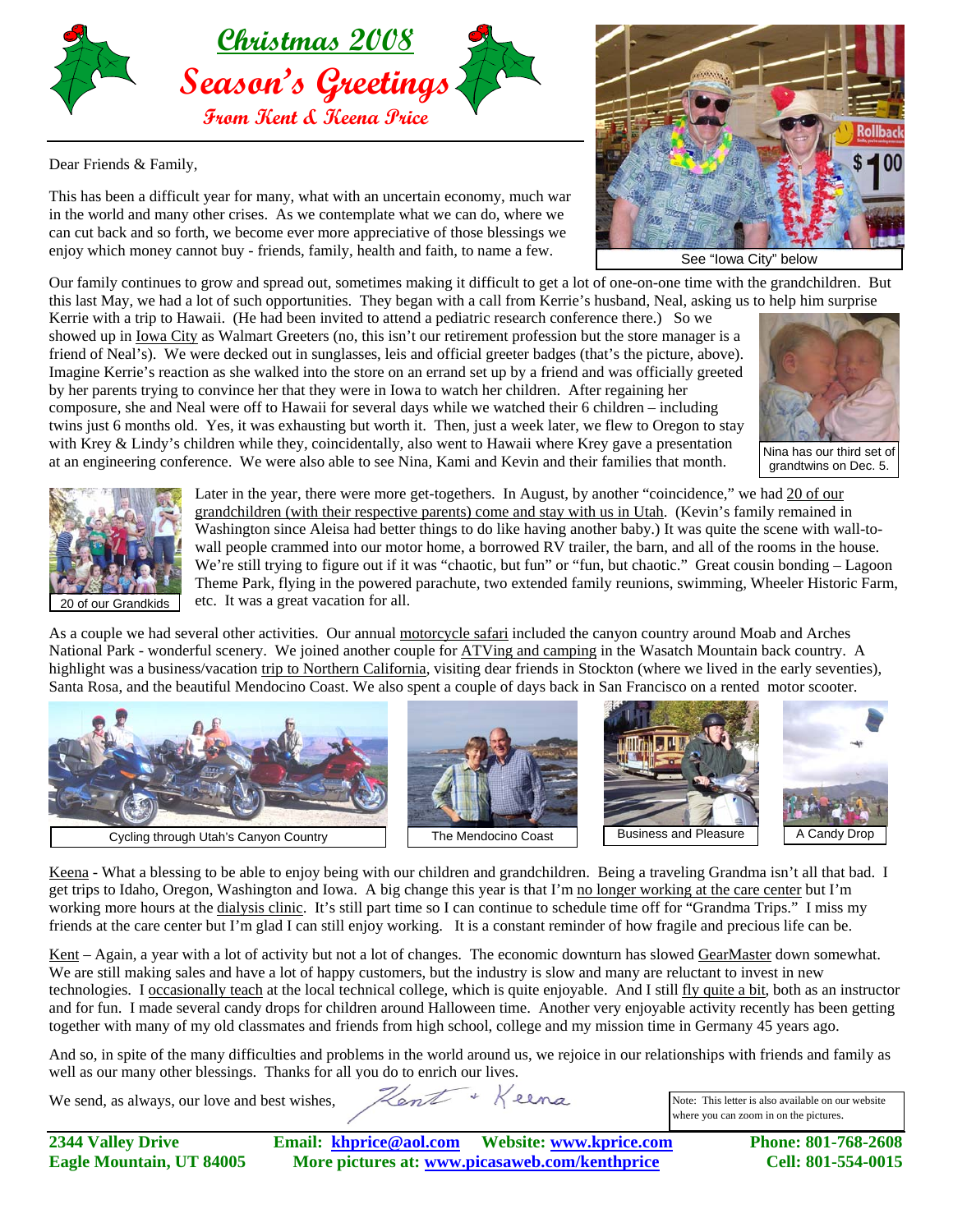# Christmas 2008

## Season's Greetings

### From Kent & Keena Price

Dear Friends & Family,

This has been a difficult year for many, what with an uncertain economy, much war in the world and many other crises. As we contemplate what we can do, where we can cut back and so forth, we become ever more appreciative of those blessings we enjoy which money cannot buy - friends, family, health and faith, to name a few.

See "Iowa City" below

Our family continues to grow and spread out, sometimes making it difficult to get a lot of one-on-one time with the grandchildren. But this last May, we had a lot of such opportunities. They began with a call from Kerrie's husband, Neal, asking us to help him surprise Kerrie with a trip to Hawaii. (He had been invited to attend a pediatric research conference there.) So we showed up in Iowa City as Walmart Greeters (no, this isn't our retirement profession but the store manager is a friend of Neal's). We were decked out in sunglasses, leis and official greeter badges (that's the picture, above). Imagine Kerrie's reaction as she walked into the store on an errand set up by a friend and was officially greeted by her parents trying to convince her that they were in Iowa to watch her children. After regaining her composure, she and Neal were off to Hawaii for several days while we watched their 6 children – including twins just 6 months old. Yes, it was exhausting but worth it. Then, just a week later, we flew to Oregon to stay with Krey & Lindy's children while they, coincidentally, also went to Hawaii where Krey gave a presentation at an engineering conference. We were also able to see Nina, Kami and Kevin and their families that month.

Nina has our third set of grandtwins on Dec. 5.

Later in the year, there were more get-togethers. In August, by another "coincidence," we had 20 of our grandchildren (with their respective parents) come and stay with us in Utah. (Kevin's family remained in Washington since Aleisa had better things to do like having another baby.) It was quite the scene with wall-to-wall people crammed into our motor home, a borrowed RV trailer, the barn, and all of the rooms in the house. We're still trying to figure out if it was "chaotic, but fun" or "fun, but chaotic." Great cousin bonding – Lagoon Theme Park, flying in the powered parachute, two extended family reunions, swimming, Wheeler Historic Farm, etc. It was a great vacation for all.

20 of our Grandkids

As a couple we had several other activities. Our annual motorcycle safari included the canyon country around Moab and Arches National Park - wonderful scenery. We joined another couple for ATVing and camping in the Wasatch Mountain back country. A highlight was a business/vacation trip to Northern California, visiting dear friends in Stockton (where we lived in the early seventies), Santa Rosa, and the beautiful Mendocino Coast. We also spent a couple of days back in San Francisco on a rented motor scooter.

Cycling through Utah's Canyon Country

The Mendocino Coast

Business and Pleasure

A Candy Drop

Keena - What a blessing to be able to enjoy being with our children and grandchildren. Being a traveling Grandma isn't all that bad. I get trips to Idaho, Oregon, Washington and Iowa. A big change this year is that I'm no longer working at the care center but I'm working more hours at the dialysis clinic. It's still part time so I can continue to schedule time off for "Grandma Trips." I miss my friends at the care center but I'm glad I can still enjoy working. It is a constant reminder of how fragile and precious life can be.

Kent – Again, a year with a lot of activity but not a lot of changes. The economic downturn has slowed GearMaster down somewhat. We are still making sales and have a lot of happy customers, but the industry is slow and many are reluctant to invest in new technologies. I occasionally teach at the local technical college, which is quite enjoyable. And I still fly quite a bit, both as an instructor and for fun. I made several candy drops for children around Halloween time. Another very enjoyable activity recently has been getting together with many of my old classmates and friends from high school, college and my mission time in Germany 45 years ago.

And so, in spite of the many difficulties and problems in the world around us, we rejoice in our relationships with friends and family as well as our many other blessings. Thanks for all you do to enrich our lives.

We send, as always, our love and best wishes, Kent + Keena

Note: This letter is also available on our website where you can zoom in on the pictures.

**2344 Valley Drive**
**Eagle Mountain, UT 84005**

**Email: khprice@aol.com Website: www.kprice.com**
**More pictures at: www.picasaweb.com/kenthprice**

**Phone: 801-768-2608**
**Cell: 801-554-0015**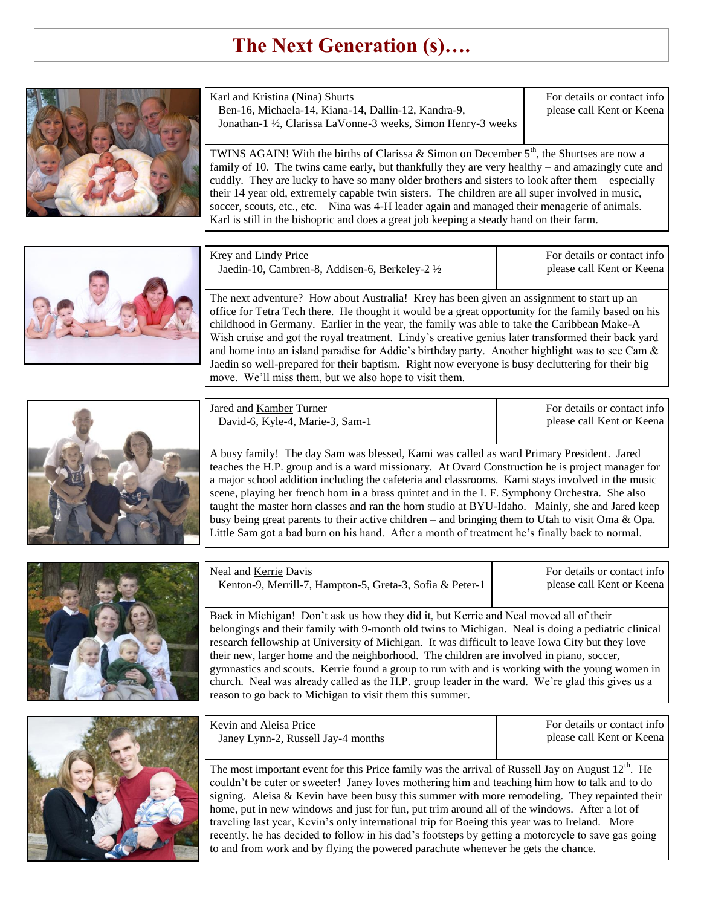# The Next Generation (s)….

Karl and Kristina (Nina) Shurts
Ben-16, Michaela-14, Kiana-14, Dallin-12, Kandra-9, Jonathan-1 ½, Clarissa LaVonne-3 weeks, Simon Henry-3 weeks

For details or contact info please call Kent or Keena

TWINS AGAIN! With the births of Clarissa & Simon on December 5th, the Shurtses are now a family of 10. The twins came early, but thankfully they are very healthy – and amazingly cute and cuddly. They are lucky to have so many older brothers and sisters to look after them – especially their 14 year old, extremely capable twin sisters. The children are all super involved in music, soccer, scouts, etc., etc. Nina was 4-H leader again and managed their menagerie of animals. Karl is still in the bishopric and does a great job keeping a steady hand on their farm.

Krey and Lindy Price
Jaedin-10, Cambren-8, Addisen-6, Berkeley-2 ½

For details or contact info please call Kent or Keena

The next adventure? How about Australia! Krey has been given an assignment to start up an office for Tetra Tech there. He thought it would be a great opportunity for the family based on his childhood in Germany. Earlier in the year, the family was able to take the Caribbean Make-A – Wish cruise and got the royal treatment. Lindy's creative genius later transformed their back yard and home into an island paradise for Addie's birthday party. Another highlight was to see Cam & Jaedin so well-prepared for their baptism. Right now everyone is busy decluttering for their big move. We'll miss them, but we also hope to visit them.

Jared and Kamber Turner
David-6, Kyle-4, Marie-3, Sam-1

For details or contact info please call Kent or Keena

A busy family! The day Sam was blessed, Kami was called as ward Primary President. Jared teaches the H.P. group and is a ward missionary. At Ovard Construction he is project manager for a major school addition including the cafeteria and classrooms. Kami stays involved in the music scene, playing her french horn in a brass quintet and in the I. F. Symphony Orchestra. She also taught the master horn classes and ran the horn studio at BYU-Idaho. Mainly, she and Jared keep busy being great parents to their active children – and bringing them to Utah to visit Oma & Opa. Little Sam got a bad burn on his hand. After a month of treatment he's finally back to normal.

Neal and Kerrie Davis
Kenton-9, Merrill-7, Hampton-5, Greta-3, Sofia & Peter-1

For details or contact info please call Kent or Keena

Back in Michigan! Don't ask us how they did it, but Kerrie and Neal moved all of their belongings and their family with 9-month old twins to Michigan. Neal is doing a pediatric clinical research fellowship at University of Michigan. It was difficult to leave Iowa City but they love their new, larger home and the neighborhood. The children are involved in piano, soccer, gymnastics and scouts. Kerrie found a group to run with and is working with the young women in church. Neal was already called as the H.P. group leader in the ward. We're glad this gives us a reason to go back to Michigan to visit them this summer.

Kevin and Aleisa Price
Janey Lynn-2, Russell Jay-4 months

For details or contact info please call Kent or Keena

The most important event for this Price family was the arrival of Russell Jay on August 12th. He couldn't be cuter or sweeter! Janey loves mothering him and teaching him how to talk and to do signing. Aleisa & Kevin have been busy this summer with more remodeling. They repainted their home, put in new windows and just for fun, put trim around all of the windows. After a lot of traveling last year, Kevin's only international trip for Boeing this year was to Ireland. More recently, he has decided to follow in his dad's footsteps by getting a motorcycle to save gas going to and from work and by flying the powered parachute whenever he gets the chance.